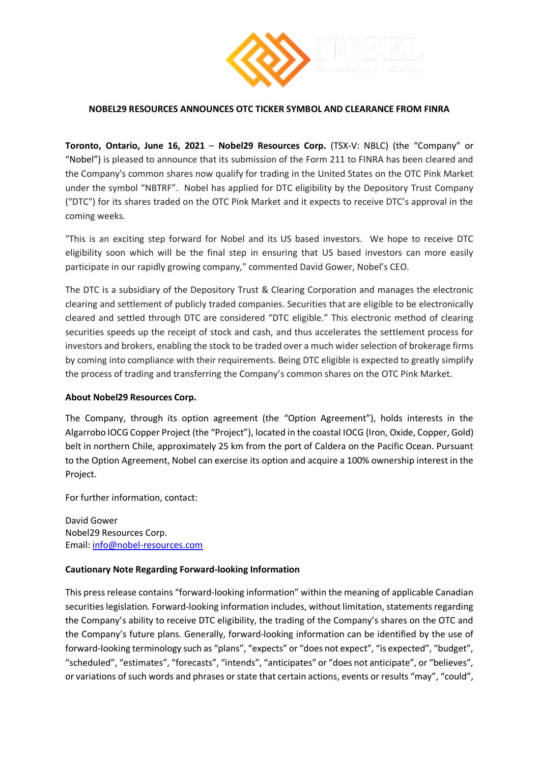**NOBEL29 RESOURCES ANNOUNCES OTC TICKER SYMBOL AND CLEARANCE FROM FINRA**

**Toronto, Ontario, June 16, 2021** – **Nobel29 Resources Corp.** (TSX-V: NBLC) (the "Company" or "Nobel") is pleased to announce that its submission of the Form 211 to FINRA has been cleared and the Company's common shares now qualify for trading in the United States on the OTC Pink Market under the symbol "NBTRF". Nobel has applied for DTC eligibility by the Depository Trust Company ("DTC") for its shares traded on the OTC Pink Market and it expects to receive DTC's approval in the coming weeks.

"This is an exciting step forward for Nobel and its US based investors. We hope to receive DTC eligibility soon which will be the final step in ensuring that US based investors can more easily participate in our rapidly growing company," commented David Gower, Nobel's CEO.

The DTC is a subsidiary of the Depository Trust & Clearing Corporation and manages the electronic clearing and settlement of publicly traded companies. Securities that are eligible to be electronically cleared and settled through DTC are considered "DTC eligible." This electronic method of clearing securities speeds up the receipt of stock and cash, and thus accelerates the settlement process for investors and brokers, enabling the stock to be traded over a much wider selection of brokerage firms by coming into compliance with their requirements. Being DTC eligible is expected to greatly simplify the process of trading and transferring the Company's common shares on the OTC Pink Market.

**About Nobel29 Resources Corp.**

The Company, through its option agreement (the "Option Agreement"), holds interests in the Algarrobo IOCG Copper Project (the "Project"), located in the coastal IOCG (Iron, Oxide, Copper, Gold) belt in northern Chile, approximately 25 km from the port of Caldera on the Pacific Ocean. Pursuant to the Option Agreement, Nobel can exercise its option and acquire a 100% ownership interest in the Project.

For further information, contact:

David Gower
Nobel29 Resources Corp.
Email: info@nobel-resources.com

**Cautionary Note Regarding Forward-looking Information**

This press release contains "forward-looking information" within the meaning of applicable Canadian securities legislation. Forward-looking information includes, without limitation, statements regarding the Company's ability to receive DTC eligibility, the trading of the Company's shares on the OTC and the Company's future plans. Generally, forward-looking information can be identified by the use of forward-looking terminology such as "plans", "expects" or "does not expect", "is expected", "budget", "scheduled", "estimates", "forecasts", "intends", "anticipates" or "does not anticipate", or "believes", or variations of such words and phrases or state that certain actions, events or results "may", "could",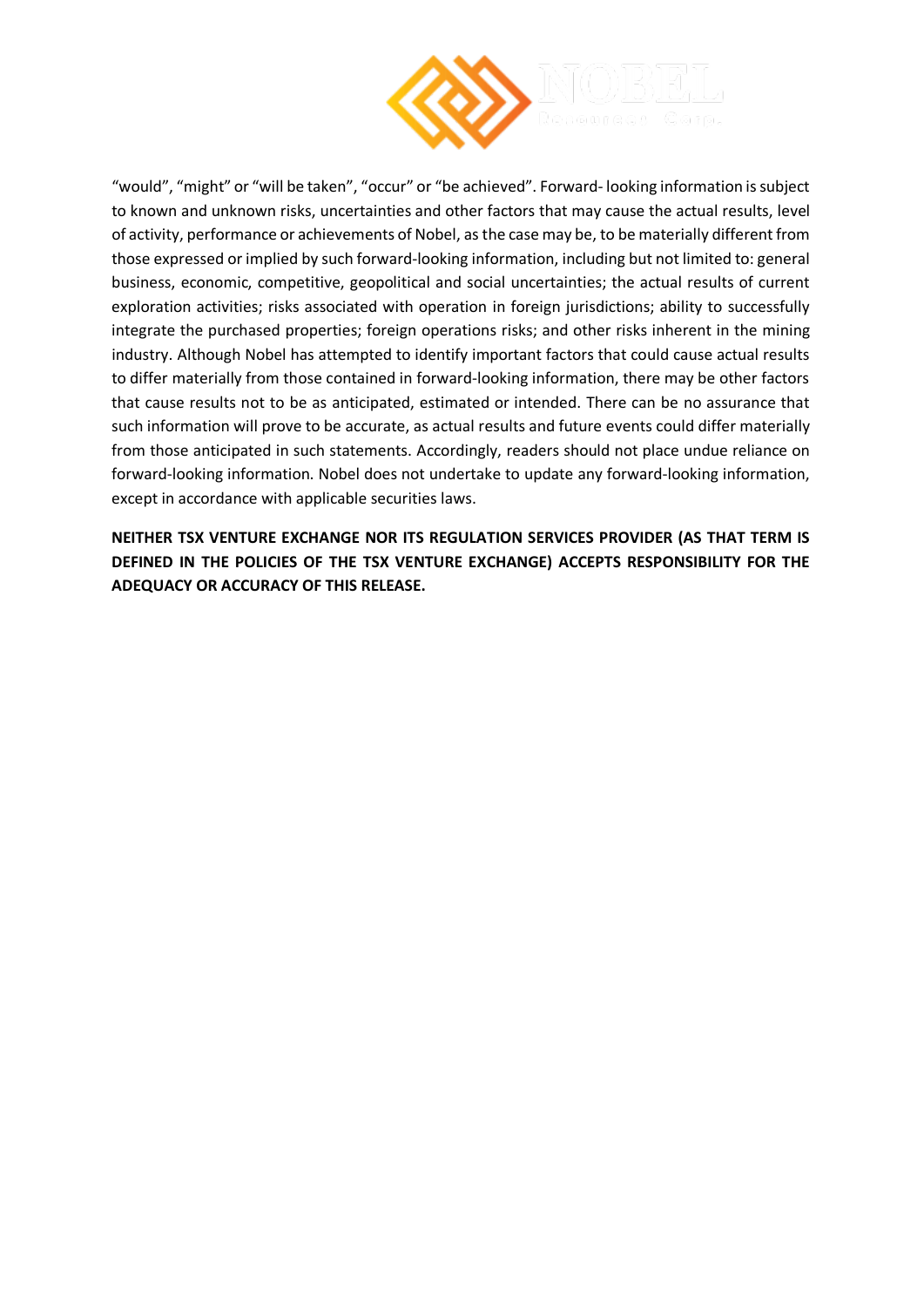"would", "might" or "will be taken", "occur" or "be achieved". Forward- looking information is subject to known and unknown risks, uncertainties and other factors that may cause the actual results, level of activity, performance or achievements of Nobel, as the case may be, to be materially different from those expressed or implied by such forward-looking information, including but not limited to: general business, economic, competitive, geopolitical and social uncertainties; the actual results of current exploration activities; risks associated with operation in foreign jurisdictions; ability to successfully integrate the purchased properties; foreign operations risks; and other risks inherent in the mining industry. Although Nobel has attempted to identify important factors that could cause actual results to differ materially from those contained in forward-looking information, there may be other factors that cause results not to be as anticipated, estimated or intended. There can be no assurance that such information will prove to be accurate, as actual results and future events could differ materially from those anticipated in such statements. Accordingly, readers should not place undue reliance on forward-looking information. Nobel does not undertake to update any forward-looking information, except in accordance with applicable securities laws.

**NEITHER TSX VENTURE EXCHANGE NOR ITS REGULATION SERVICES PROVIDER (AS THAT TERM IS DEFINED IN THE POLICIES OF THE TSX VENTURE EXCHANGE) ACCEPTS RESPONSIBILITY FOR THE ADEQUACY OR ACCURACY OF THIS RELEASE.**